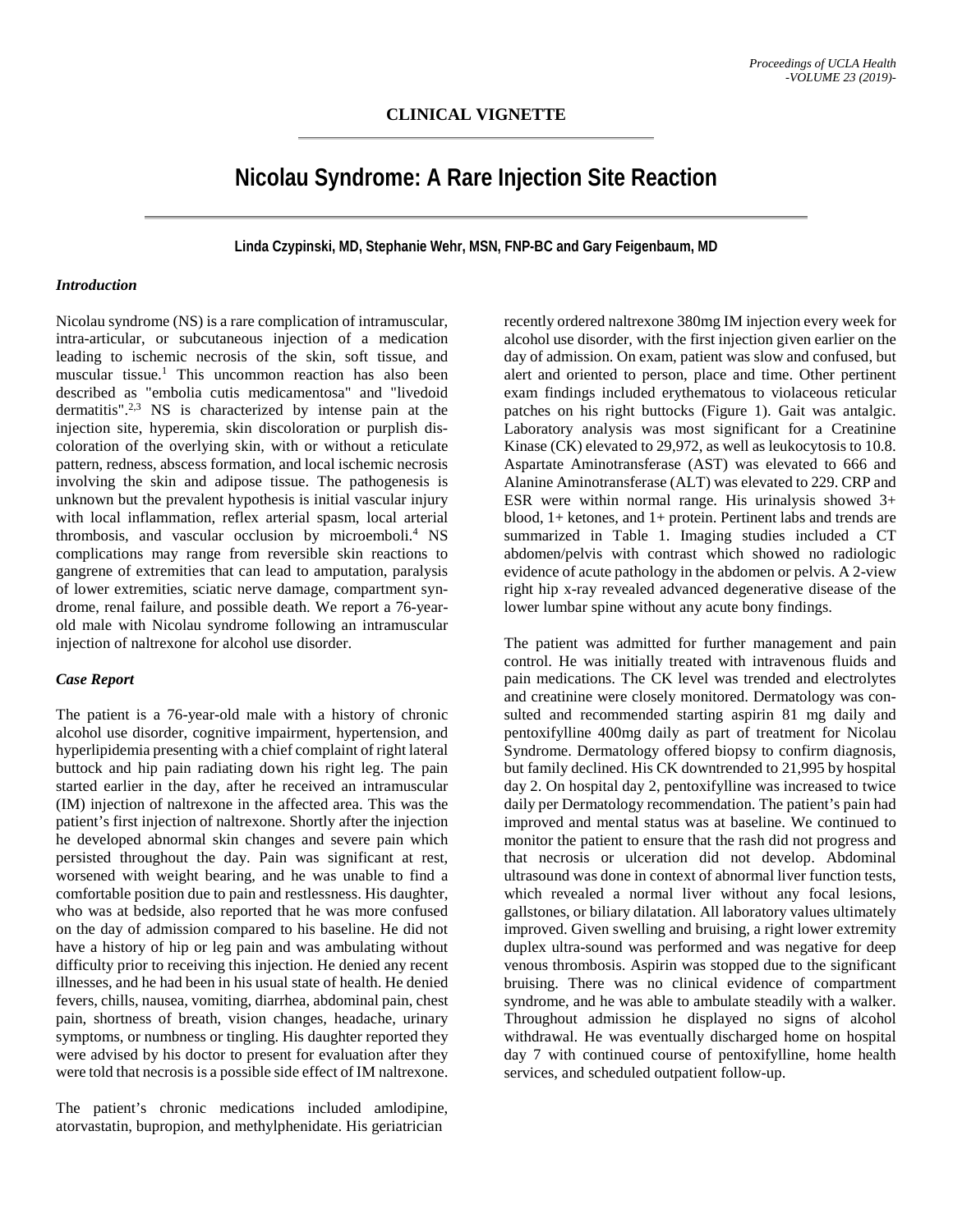## CLINICAL VIGNETTE

# Nicolau Syndrome: A Rare Injection Site Reaction

**Linda Czypinski, MD, Stephanie Wehr, MSN, FNP-BC and Gary Feigenbaum, MD**

### *Introduction*

Nicolau syndrome (NS) is a rare complication of intramuscular, intra-articular, or subcutaneous injection of a medication leading to ischemic necrosis of the skin, soft tissue, and muscular tissue.[1] This uncommon reaction has also been described as "embolia cutis medicamentosa" and "livedoid dermatitis".[2,3] NS is characterized by intense pain at the injection site, hyperemia, skin discoloration or purplish discoloration of the overlying skin, with or without a reticulate pattern, redness, abscess formation, and local ischemic necrosis involving the skin and adipose tissue. The pathogenesis is unknown but the prevalent hypothesis is initial vascular injury with local inflammation, reflex arterial spasm, local arterial thrombosis, and vascular occlusion by microemboli.[4] NS complications may range from reversible skin reactions to gangrene of extremities that can lead to amputation, paralysis of lower extremities, sciatic nerve damage, compartment syndrome, renal failure, and possible death. We report a 76-year-old male with Nicolau syndrome following an intramuscular injection of naltrexone for alcohol use disorder.

### *Case Report*

The patient is a 76-year-old male with a history of chronic alcohol use disorder, cognitive impairment, hypertension, and hyperlipidemia presenting with a chief complaint of right lateral buttock and hip pain radiating down his right leg. The pain started earlier in the day, after he received an intramuscular (IM) injection of naltrexone in the affected area. This was the patient's first injection of naltrexone. Shortly after the injection he developed abnormal skin changes and severe pain which persisted throughout the day. Pain was significant at rest, worsened with weight bearing, and he was unable to find a comfortable position due to pain and restlessness. His daughter, who was at bedside, also reported that he was more confused on the day of admission compared to his baseline. He did not have a history of hip or leg pain and was ambulating without difficulty prior to receiving this injection. He denied any recent illnesses, and he had been in his usual state of health. He denied fevers, chills, nausea, vomiting, diarrhea, abdominal pain, chest pain, shortness of breath, vision changes, headache, urinary symptoms, or numbness or tingling. His daughter reported they were advised by his doctor to present for evaluation after they were told that necrosis is a possible side effect of IM naltrexone.

The patient's chronic medications included amlodipine, atorvastatin, bupropion, and methylphenidate. His geriatrician recently ordered naltrexone 380mg IM injection every week for alcohol use disorder, with the first injection given earlier on the day of admission. On exam, patient was slow and confused, but alert and oriented to person, place and time. Other pertinent exam findings included erythematous to violaceous reticular patches on his right buttocks (Figure 1). Gait was antalgic. Laboratory analysis was most significant for a Creatinine Kinase (CK) elevated to 29,972, as well as leukocytosis to 10.8. Aspartate Aminotransferase (AST) was elevated to 666 and Alanine Aminotransferase (ALT) was elevated to 229. CRP and ESR were within normal range. His urinalysis showed 3+ blood, 1+ ketones, and 1+ protein. Pertinent labs and trends are summarized in Table 1. Imaging studies included a CT abdomen/pelvis with contrast which showed no radiologic evidence of acute pathology in the abdomen or pelvis. A 2-view right hip x-ray revealed advanced degenerative disease of the lower lumbar spine without any acute bony findings.

The patient was admitted for further management and pain control. He was initially treated with intravenous fluids and pain medications. The CK level was trended and electrolytes and creatinine were closely monitored. Dermatology was consulted and recommended starting aspirin 81 mg daily and pentoxifylline 400mg daily as part of treatment for Nicolau Syndrome. Dermatology offered biopsy to confirm diagnosis, but family declined. His CK downtrended to 21,995 by hospital day 2. On hospital day 2, pentoxifylline was increased to twice daily per Dermatology recommendation. The patient's pain had improved and mental status was at baseline. We continued to monitor the patient to ensure that the rash did not progress and that necrosis or ulceration did not develop. Abdominal ultrasound was done in context of abnormal liver function tests, which revealed a normal liver without any focal lesions, gallstones, or biliary dilatation. All laboratory values ultimately improved. Given swelling and bruising, a right lower extremity duplex ultra-sound was performed and was negative for deep venous thrombosis. Aspirin was stopped due to the significant bruising. There was no clinical evidence of compartment syndrome, and he was able to ambulate steadily with a walker. Throughout admission he displayed no signs of alcohol withdrawal. He was eventually discharged home on hospital day 7 with continued course of pentoxifylline, home health services, and scheduled outpatient follow-up.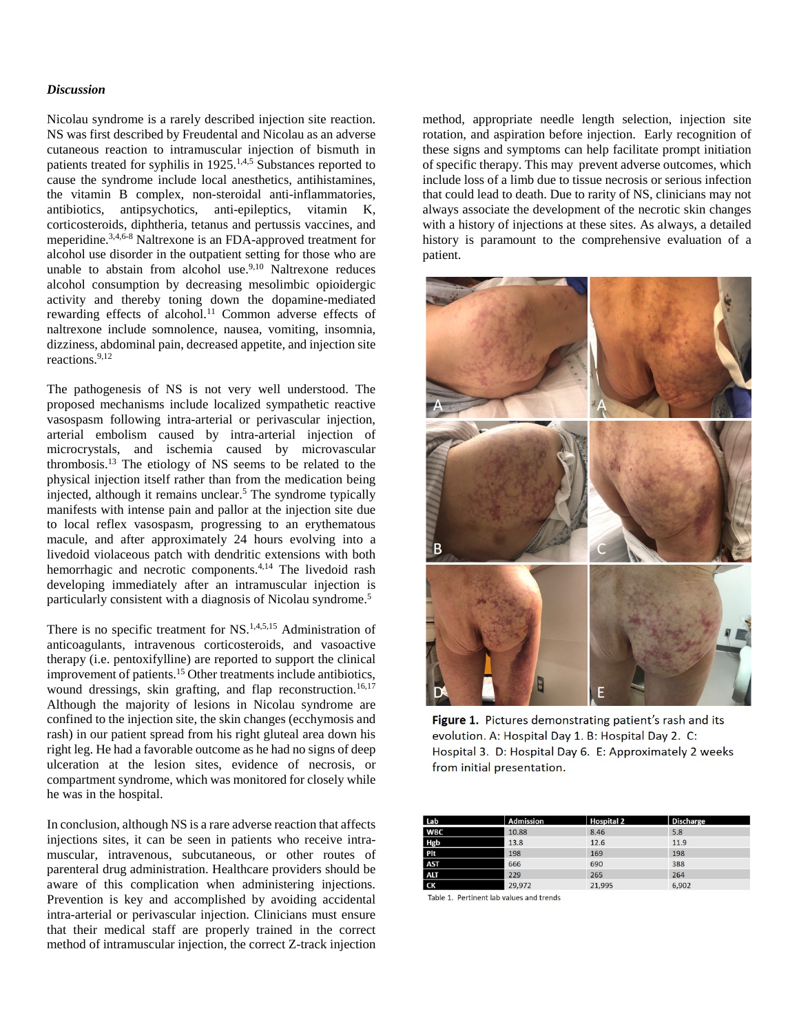### *Discussion*

Nicolau syndrome is a rarely described injection site reaction. NS was first described by Freudental and Nicolau as an adverse cutaneous reaction to intramuscular injection of bismuth in patients treated for syphilis in 1925.[1,4,5] Substances reported to cause the syndrome include local anesthetics, antihistamines, the vitamin B complex, non-steroidal anti-inflammatories, antibiotics, antipsychotics, anti-epileptics, vitamin K, corticosteroids, diphtheria, tetanus and pertussis vaccines, and meperidine.[3,4,6-8] Naltrexone is an FDA-approved treatment for alcohol use disorder in the outpatient setting for those who are unable to abstain from alcohol use.[9,10] Naltrexone reduces alcohol consumption by decreasing mesolimbic opioidergic activity and thereby toning down the dopamine-mediated rewarding effects of alcohol.[11] Common adverse effects of naltrexone include somnolence, nausea, vomiting, insomnia, dizziness, abdominal pain, decreased appetite, and injection site reactions.[9,12]

The pathogenesis of NS is not very well understood. The proposed mechanisms include localized sympathetic reactive vasospasm following intra-arterial or perivascular injection, arterial embolism caused by intra-arterial injection of microcrystals, and ischemia caused by microvascular thrombosis.[13] The etiology of NS seems to be related to the physical injection itself rather than from the medication being injected, although it remains unclear.[5] The syndrome typically manifests with intense pain and pallor at the injection site due to local reflex vasospasm, progressing to an erythematous macule, and after approximately 24 hours evolving into a livedoid violaceous patch with dendritic extensions with both hemorrhagic and necrotic components.[4,14] The livedoid rash developing immediately after an intramuscular injection is particularly consistent with a diagnosis of Nicolau syndrome.[5]

There is no specific treatment for NS.[1,4,5,15] Administration of anticoagulants, intravenous corticosteroids, and vasoactive therapy (i.e. pentoxifylline) are reported to support the clinical improvement of patients.[15] Other treatments include antibiotics, wound dressings, skin grafting, and flap reconstruction.[16,17] Although the majority of lesions in Nicolau syndrome are confined to the injection site, the skin changes (ecchymosis and rash) in our patient spread from his right gluteal area down his right leg. He had a favorable outcome as he had no signs of deep ulceration at the lesion sites, evidence of necrosis, or compartment syndrome, which was monitored for closely while he was in the hospital.

In conclusion, although NS is a rare adverse reaction that affects injections sites, it can be seen in patients who receive intra-muscular, intravenous, subcutaneous, or other routes of parenteral drug administration. Healthcare providers should be aware of this complication when administering injections. Prevention is key and accomplished by avoiding accidental intra-arterial or perivascular injection. Clinicians must ensure that their medical staff are properly trained in the correct method of intramuscular injection, the correct Z-track injection method, appropriate needle length selection, injection site rotation, and aspiration before injection. Early recognition of these signs and symptoms can help facilitate prompt initiation of specific therapy. This may prevent adverse outcomes, which include loss of a limb due to tissue necrosis or serious infection that could lead to death. Due to rarity of NS, clinicians may not always associate the development of the necrotic skin changes with a history of injections at these sites. As always, a detailed history is paramount to the comprehensive evaluation of a patient.

**Figure 1.** Pictures demonstrating patient's rash and its evolution. A: Hospital Day 1. B: Hospital Day 2. C: Hospital 3. D: Hospital Day 6. E: Approximately 2 weeks from initial presentation.

| Lab | Admission | Hospital 2 | Discharge |
|---|---|---|---|
| WBC | 10.88 | 8.46 | 5.8 |
| Hgb | 13.8 | 12.6 | 11.9 |
| Plt | 198 | 169 | 198 |
| AST | 666 | 690 | 388 |
| ALT | 229 | 265 | 264 |
| CK | 29,972 | 21,995 | 6,902 |

Table 1. Pertinent lab values and trends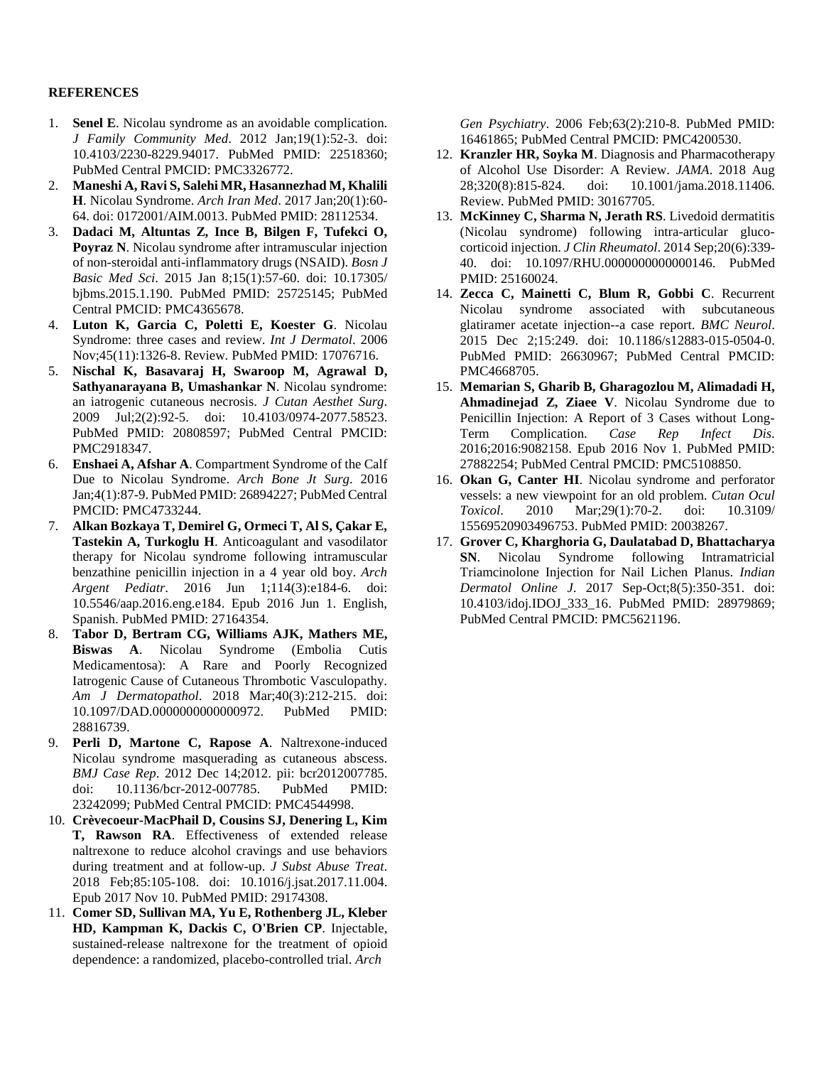**REFERENCES**

1. **Senel E**. Nicolau syndrome as an avoidable complication. *J Family Community Med*. 2012 Jan;19(1):52-3. doi: 10.4103/2230-8229.94017. PubMed PMID: 22518360; PubMed Central PMCID: PMC3326772.
2. **Maneshi A, Ravi S, Salehi MR, Hasannezhad M, Khalili H**. Nicolau Syndrome. *Arch Iran Med*. 2017 Jan;20(1):60-64. doi: 0172001/AIM.0013. PubMed PMID: 28112534.
3. **Dadaci M, Altuntas Z, Ince B, Bilgen F, Tufekci O, Poyraz N**. Nicolau syndrome after intramuscular injection of non-steroidal anti-inflammatory drugs (NSAID). *Bosn J Basic Med Sci*. 2015 Jan 8;15(1):57-60. doi: 10.17305/bjbms.2015.1.190. PubMed PMID: 25725145; PubMed Central PMCID: PMC4365678.
4. **Luton K, Garcia C, Poletti E, Koester G**. Nicolau Syndrome: three cases and review. *Int J Dermatol*. 2006 Nov;45(11):1326-8. Review. PubMed PMID: 17076716.
5. **Nischal K, Basavaraj H, Swaroop M, Agrawal D, Sathyanarayana B, Umashankar N**. Nicolau syndrome: an iatrogenic cutaneous necrosis. *J Cutan Aesthet Surg*. 2009 Jul;2(2):92-5. doi: 10.4103/0974-2077.58523. PubMed PMID: 20808597; PubMed Central PMCID: PMC2918347.
6. **Enshaei A, Afshar A**. Compartment Syndrome of the Calf Due to Nicolau Syndrome. *Arch Bone Jt Surg*. 2016 Jan;4(1):87-9. PubMed PMID: 26894227; PubMed Central PMCID: PMC4733244.
7. **Alkan Bozkaya T, Demirel G, Ormeci T, Al S, Çakar E, Tastekin A, Turkoglu H**. Anticoagulant and vasodilator therapy for Nicolau syndrome following intramuscular benzathine penicillin injection in a 4 year old boy. *Arch Argent Pediatr*. 2016 Jun 1;114(3):e184-6. doi: 10.5546/aap.2016.eng.e184. Epub 2016 Jun 1. English, Spanish. PubMed PMID: 27164354.
8. **Tabor D, Bertram CG, Williams AJK, Mathers ME, Biswas A**. Nicolau Syndrome (Embolia Cutis Medicamentosa): A Rare and Poorly Recognized Iatrogenic Cause of Cutaneous Thrombotic Vasculopathy. *Am J Dermatopathol*. 2018 Mar;40(3):212-215. doi: 10.1097/DAD.0000000000000972. PubMed PMID: 28816739.
9. **Perli D, Martone C, Rapose A**. Naltrexone-induced Nicolau syndrome masquerading as cutaneous abscess. *BMJ Case Rep*. 2012 Dec 14;2012. pii: bcr2012007785. doi: 10.1136/bcr-2012-007785. PubMed PMID: 23242099; PubMed Central PMCID: PMC4544998.
10. **Crèvecoeur-MacPhail D, Cousins SJ, Denering L, Kim T, Rawson RA**. Effectiveness of extended release naltrexone to reduce alcohol cravings and use behaviors during treatment and at follow-up. *J Subst Abuse Treat*. 2018 Feb;85:105-108. doi: 10.1016/j.jsat.2017.11.004. Epub 2017 Nov 10. PubMed PMID: 29174308.
11. **Comer SD, Sullivan MA, Yu E, Rothenberg JL, Kleber HD, Kampman K, Dackis C, O'Brien CP**. Injectable, sustained-release naltrexone for the treatment of opioid dependence: a randomized, placebo-controlled trial. *Arch Gen Psychiatry*. 2006 Feb;63(2):210-8. PubMed PMID: 16461865; PubMed Central PMCID: PMC4200530.
12. **Kranzler HR, Soyka M**. Diagnosis and Pharmacotherapy of Alcohol Use Disorder: A Review. *JAMA*. 2018 Aug 28;320(8):815-824. doi: 10.1001/jama.2018.11406. Review. PubMed PMID: 30167705.
13. **McKinney C, Sharma N, Jerath RS**. Livedoid dermatitis (Nicolau syndrome) following intra-articular gluco-corticoid injection. *J Clin Rheumatol*. 2014 Sep;20(6):339-40. doi: 10.1097/RHU.0000000000000146. PubMed PMID: 25160024.
14. **Zecca C, Mainetti C, Blum R, Gobbi C**. Recurrent Nicolau syndrome associated with subcutaneous glatiramer acetate injection--a case report. *BMC Neurol*. 2015 Dec 2;15:249. doi: 10.1186/s12883-015-0504-0. PubMed PMID: 26630967; PubMed Central PMCID: PMC4668705.
15. **Memarian S, Gharib B, Gharagozlou M, Alimadadi H, Ahmadinejad Z, Ziaee V**. Nicolau Syndrome due to Penicillin Injection: A Report of 3 Cases without Long-Term Complication. *Case Rep Infect Dis*. 2016;2016:9082158. Epub 2016 Nov 1. PubMed PMID: 27882254; PubMed Central PMCID: PMC5108850.
16. **Okan G, Canter HI**. Nicolau syndrome and perforator vessels: a new viewpoint for an old problem. *Cutan Ocul Toxicol*. 2010 Mar;29(1):70-2. doi: 10.3109/15569520903496753. PubMed PMID: 20038267.
17. **Grover C, Kharghoria G, Daulatabad D, Bhattacharya SN**. Nicolau Syndrome following Intramatricial Triamcinolone Injection for Nail Lichen Planus. *Indian Dermatol Online J*. 2017 Sep-Oct;8(5):350-351. doi: 10.4103/idoj.IDOJ_333_16. PubMed PMID: 28979869; PubMed Central PMCID: PMC5621196.